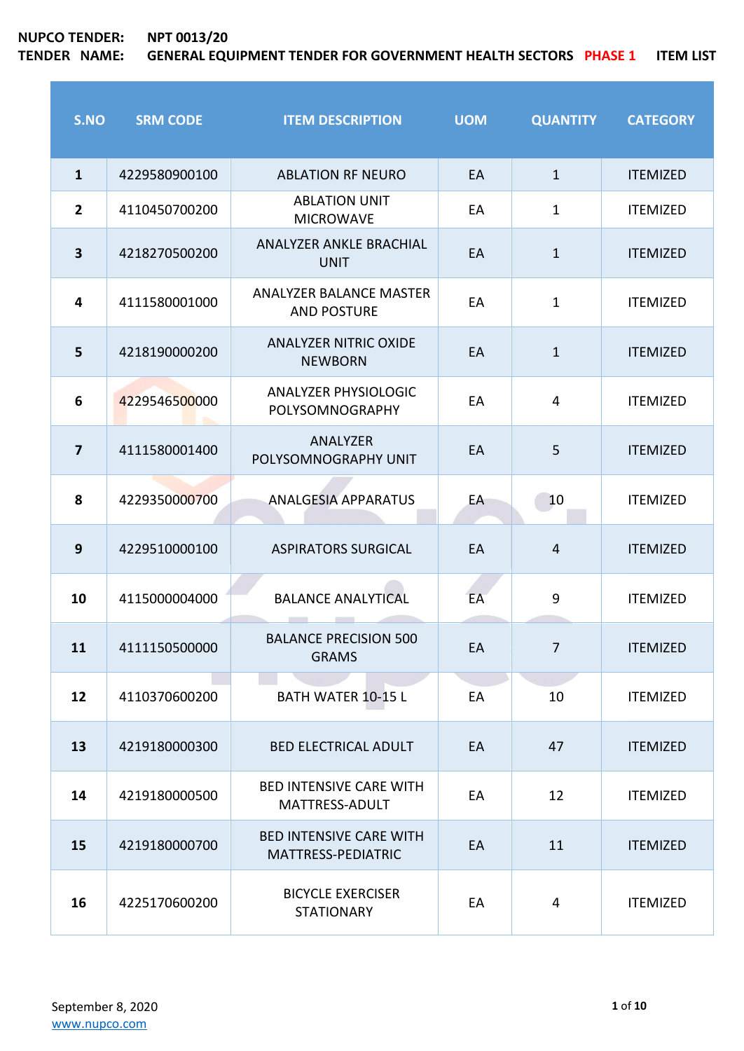**NUPCO TENDER:** **NPT 0013/20**

**TENDER NAME:** **GENERAL EQUIPMENT TENDER FOR GOVERNMENT HEALTH SECTORS** **PHASE 1** **ITEM LIST**

| S.NO | SRM CODE | ITEM DESCRIPTION | UOM | QUANTITY | CATEGORY |
|---|---|---|---|---|---|
| **1** | 4229580900100 | ABLATION RF NEURO | EA | 1 | ITEMIZED |
| **2** | 4110450700200 | ABLATION UNIT MICROWAVE | EA | 1 | ITEMIZED |
| **3** | 4218270500200 | ANALYZER ANKLE BRACHIAL UNIT | EA | 1 | ITEMIZED |
| **4** | 4111580001000 | ANALYZER BALANCE MASTER AND POSTURE | EA | 1 | ITEMIZED |
| **5** | 4218190000200 | ANALYZER NITRIC OXIDE NEWBORN | EA | 1 | ITEMIZED |
| **6** | 4229546500000 | ANALYZER PHYSIOLOGIC POLYSOMNOGRAPHY | EA | 4 | ITEMIZED |
| **7** | 4111580001400 | ANALYZER POLYSOMNOGRAPHY UNIT | EA | 5 | ITEMIZED |
| **8** | 4229350000700 | ANALGESIA APPARATUS | EA | 10 | ITEMIZED |
| **9** | 4229510000100 | ASPIRATORS SURGICAL | EA | 4 | ITEMIZED |
| **10** | 4115000004000 | BALANCE ANALYTICAL | EA | 9 | ITEMIZED |
| **11** | 4111150500000 | BALANCE PRECISION 500 GRAMS | EA | 7 | ITEMIZED |
| **12** | 4110370600200 | BATH WATER 10-15 L | EA | 10 | ITEMIZED |
| **13** | 4219180000300 | BED ELECTRICAL ADULT | EA | 47 | ITEMIZED |
| **14** | 4219180000500 | BED INTENSIVE CARE WITH MATTRESS-ADULT | EA | 12 | ITEMIZED |
| **15** | 4219180000700 | BED INTENSIVE CARE WITH MATTRESS-PEDIATRIC | EA | 11 | ITEMIZED |
| **16** | 4225170600200 | BICYCLE EXERCISER STATIONARY | EA | 4 | ITEMIZED |

September 8, 2020

www.nupco.com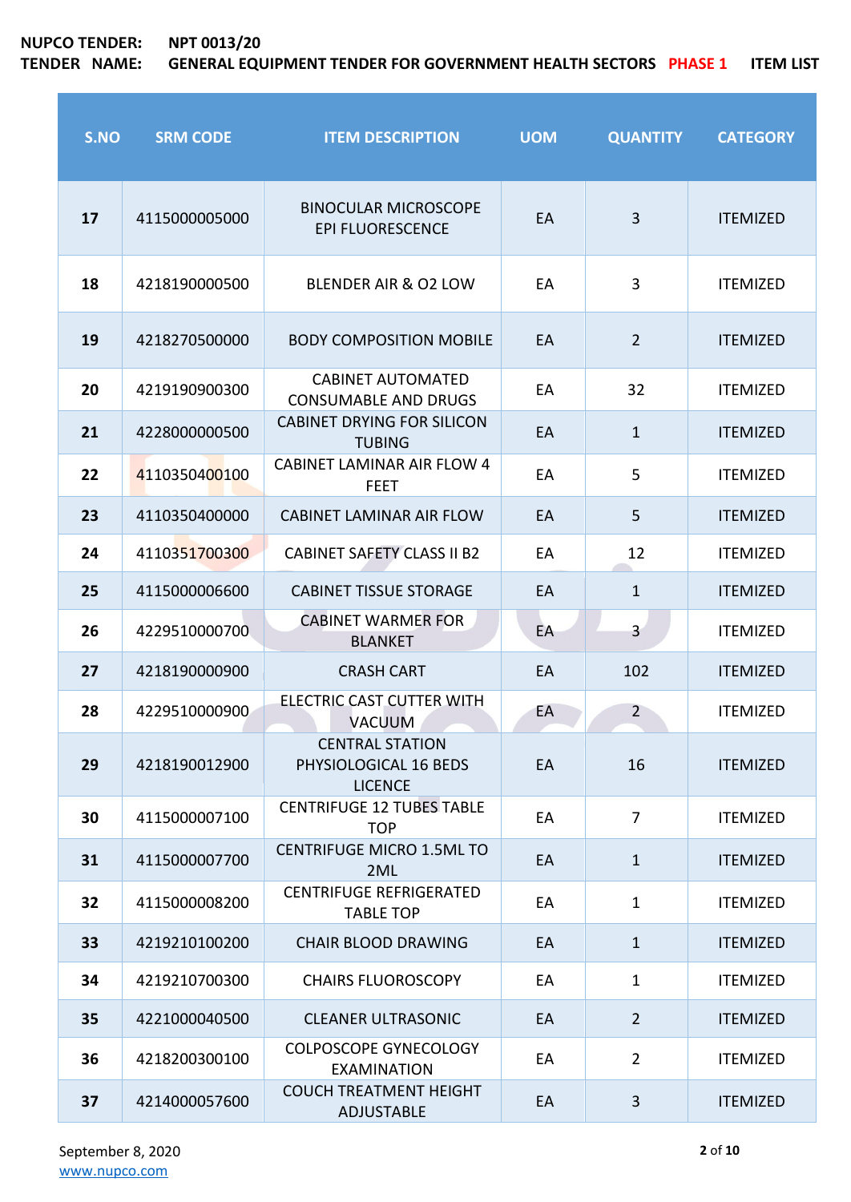**NUPCO TENDER:** NPT 0013/20

**TENDER NAME:** GENERAL EQUIPMENT TENDER FOR GOVERNMENT HEALTH SECTORS PHASE 1 ITEM LIST

| S.NO | SRM CODE | ITEM DESCRIPTION | UOM | QUANTITY | CATEGORY |
|---|---|---|---|---|---|
| 17 | 4115000005000 | BINOCULAR MICROSCOPE EPI FLUORESCENCE | EA | 3 | ITEMIZED |
| 18 | 4218190000500 | BLENDER AIR & O2 LOW | EA | 3 | ITEMIZED |
| 19 | 4218270500000 | BODY COMPOSITION MOBILE | EA | 2 | ITEMIZED |
| 20 | 4219190900300 | CABINET AUTOMATED CONSUMABLE AND DRUGS | EA | 32 | ITEMIZED |
| 21 | 4228000000500 | CABINET DRYING FOR SILICON TUBING | EA | 1 | ITEMIZED |
| 22 | 4110350400100 | CABINET LAMINAR AIR FLOW 4 FEET | EA | 5 | ITEMIZED |
| 23 | 4110350400000 | CABINET LAMINAR AIR FLOW | EA | 5 | ITEMIZED |
| 24 | 4110351700300 | CABINET SAFETY CLASS II B2 | EA | 12 | ITEMIZED |
| 25 | 4115000006600 | CABINET TISSUE STORAGE | EA | 1 | ITEMIZED |
| 26 | 4229510000700 | CABINET WARMER FOR BLANKET | EA | 3 | ITEMIZED |
| 27 | 4218190000900 | CRASH CART | EA | 102 | ITEMIZED |
| 28 | 4229510000900 | ELECTRIC CAST CUTTER WITH VACUUM | EA | 2 | ITEMIZED |
| 29 | 4218190012900 | CENTRAL STATION PHYSIOLOGICAL 16 BEDS LICENCE | EA | 16 | ITEMIZED |
| 30 | 4115000007100 | CENTRIFUGE 12 TUBES TABLE TOP | EA | 7 | ITEMIZED |
| 31 | 4115000007700 | CENTRIFUGE MICRO 1.5ML TO 2ML | EA | 1 | ITEMIZED |
| 32 | 4115000008200 | CENTRIFUGE REFRIGERATED TABLE TOP | EA | 1 | ITEMIZED |
| 33 | 4219210100200 | CHAIR BLOOD DRAWING | EA | 1 | ITEMIZED |
| 34 | 4219210700300 | CHAIRS FLUOROSCOPY | EA | 1 | ITEMIZED |
| 35 | 4221000040500 | CLEANER ULTRASONIC | EA | 2 | ITEMIZED |
| 36 | 4218200300100 | COLPOSCOPE GYNECOLOGY EXAMINATION | EA | 2 | ITEMIZED |
| 37 | 4214000057600 | COUCH TREATMENT HEIGHT ADJUSTABLE | EA | 3 | ITEMIZED |

September 8, 2020
www.nupco.com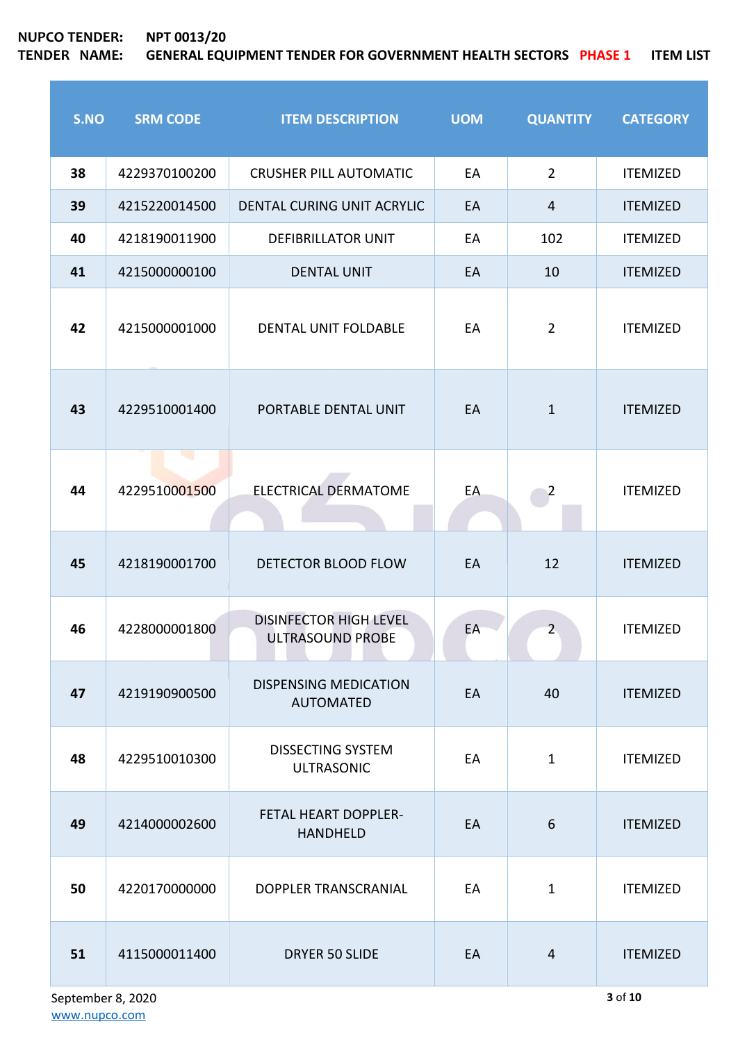**NUPCO TENDER:** NPT 0013/20
**TENDER NAME:** GENERAL EQUIPMENT TENDER FOR GOVERNMENT HEALTH SECTORS PHASE 1 ITEM LIST

| S.NO | SRM CODE | ITEM DESCRIPTION | UOM | QUANTITY | CATEGORY |
|---|---|---|---|---|---|
| 38 | 4229370100200 | CRUSHER PILL AUTOMATIC | EA | 2 | ITEMIZED |
| 39 | 4215220014500 | DENTAL CURING UNIT ACRYLIC | EA | 4 | ITEMIZED |
| 40 | 4218190011900 | DEFIBRILLATOR UNIT | EA | 102 | ITEMIZED |
| 41 | 4215000000100 | DENTAL UNIT | EA | 10 | ITEMIZED |
| 42 | 4215000001000 | DENTAL UNIT FOLDABLE | EA | 2 | ITEMIZED |
| 43 | 4229510001400 | PORTABLE DENTAL UNIT | EA | 1 | ITEMIZED |
| 44 | 4229510001500 | ELECTRICAL DERMATOME | EA | 2 | ITEMIZED |
| 45 | 4218190001700 | DETECTOR BLOOD FLOW | EA | 12 | ITEMIZED |
| 46 | 4228000001800 | DISINFECTOR HIGH LEVEL ULTRASOUND PROBE | EA | 2 | ITEMIZED |
| 47 | 4219190900500 | DISPENSING MEDICATION AUTOMATED | EA | 40 | ITEMIZED |
| 48 | 4229510010300 | DISSECTING SYSTEM ULTRASONIC | EA | 1 | ITEMIZED |
| 49 | 4214000002600 | FETAL HEART DOPPLER-HANDHELD | EA | 6 | ITEMIZED |
| 50 | 4220170000000 | DOPPLER TRANSCRANIAL | EA | 1 | ITEMIZED |
| 51 | 4115000011400 | DRYER 50 SLIDE | EA | 4 | ITEMIZED |

September 8, 2020
www.nupco.com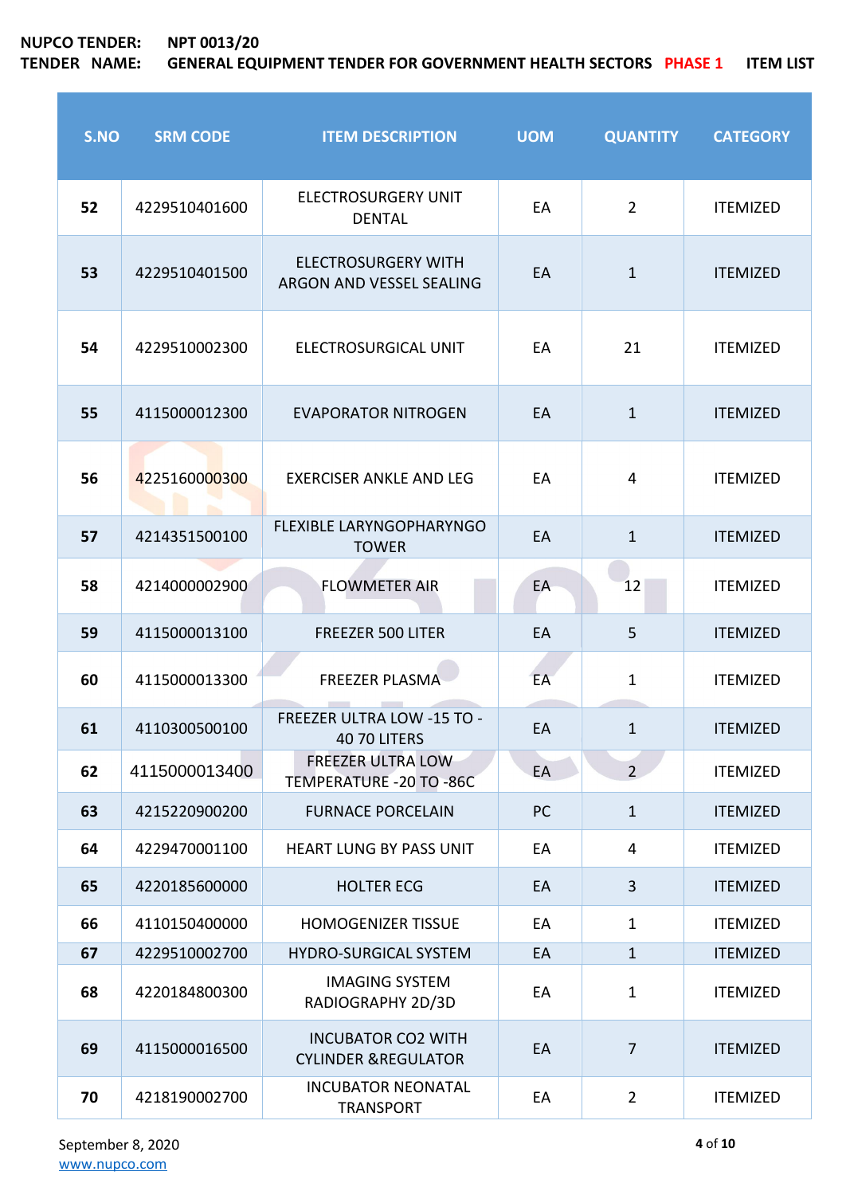**NUPCO TENDER:** NPT 0013/20

**TENDER NAME:** GENERAL EQUIPMENT TENDER FOR GOVERNMENT HEALTH SECTORS PHASE 1 ITEM LIST

| S.NO | SRM CODE | ITEM DESCRIPTION | UOM | QUANTITY | CATEGORY |
|---|---|---|---|---|---|
| 52 | 4229510401600 | ELECTROSURGERY UNIT DENTAL | EA | 2 | ITEMIZED |
| 53 | 4229510401500 | ELECTROSURGERY WITH ARGON AND VESSEL SEALING | EA | 1 | ITEMIZED |
| 54 | 4229510002300 | ELECTROSURGICAL UNIT | EA | 21 | ITEMIZED |
| 55 | 4115000012300 | EVAPORATOR NITROGEN | EA | 1 | ITEMIZED |
| 56 | 4225160000300 | EXERCISER ANKLE AND LEG | EA | 4 | ITEMIZED |
| 57 | 4214351500100 | FLEXIBLE LARYNGOPHARYNGO TOWER | EA | 1 | ITEMIZED |
| 58 | 4214000002900 | FLOWMETER AIR | EA | 12 | ITEMIZED |
| 59 | 4115000013100 | FREEZER 500 LITER | EA | 5 | ITEMIZED |
| 60 | 4115000013300 | FREEZER PLASMA | EA | 1 | ITEMIZED |
| 61 | 4110300500100 | FREEZER ULTRA LOW -15 TO -40 70 LITERS | EA | 1 | ITEMIZED |
| 62 | 4115000013400 | FREEZER ULTRA LOW TEMPERATURE -20 TO -86C | EA | 2 | ITEMIZED |
| 63 | 4215220900200 | FURNACE PORCELAIN | PC | 1 | ITEMIZED |
| 64 | 4229470001100 | HEART LUNG BY PASS UNIT | EA | 4 | ITEMIZED |
| 65 | 4220185600000 | HOLTER ECG | EA | 3 | ITEMIZED |
| 66 | 4110150400000 | HOMOGENIZER TISSUE | EA | 1 | ITEMIZED |
| 67 | 4229510002700 | HYDRO-SURGICAL SYSTEM | EA | 1 | ITEMIZED |
| 68 | 4220184800300 | IMAGING SYSTEM RADIOGRAPHY 2D/3D | EA | 1 | ITEMIZED |
| 69 | 4115000016500 | INCUBATOR CO2 WITH CYLINDER &REGULATOR | EA | 7 | ITEMIZED |
| 70 | 4218190002700 | INCUBATOR NEONATAL TRANSPORT | EA | 2 | ITEMIZED |

September 8, 2020

www.nupco.com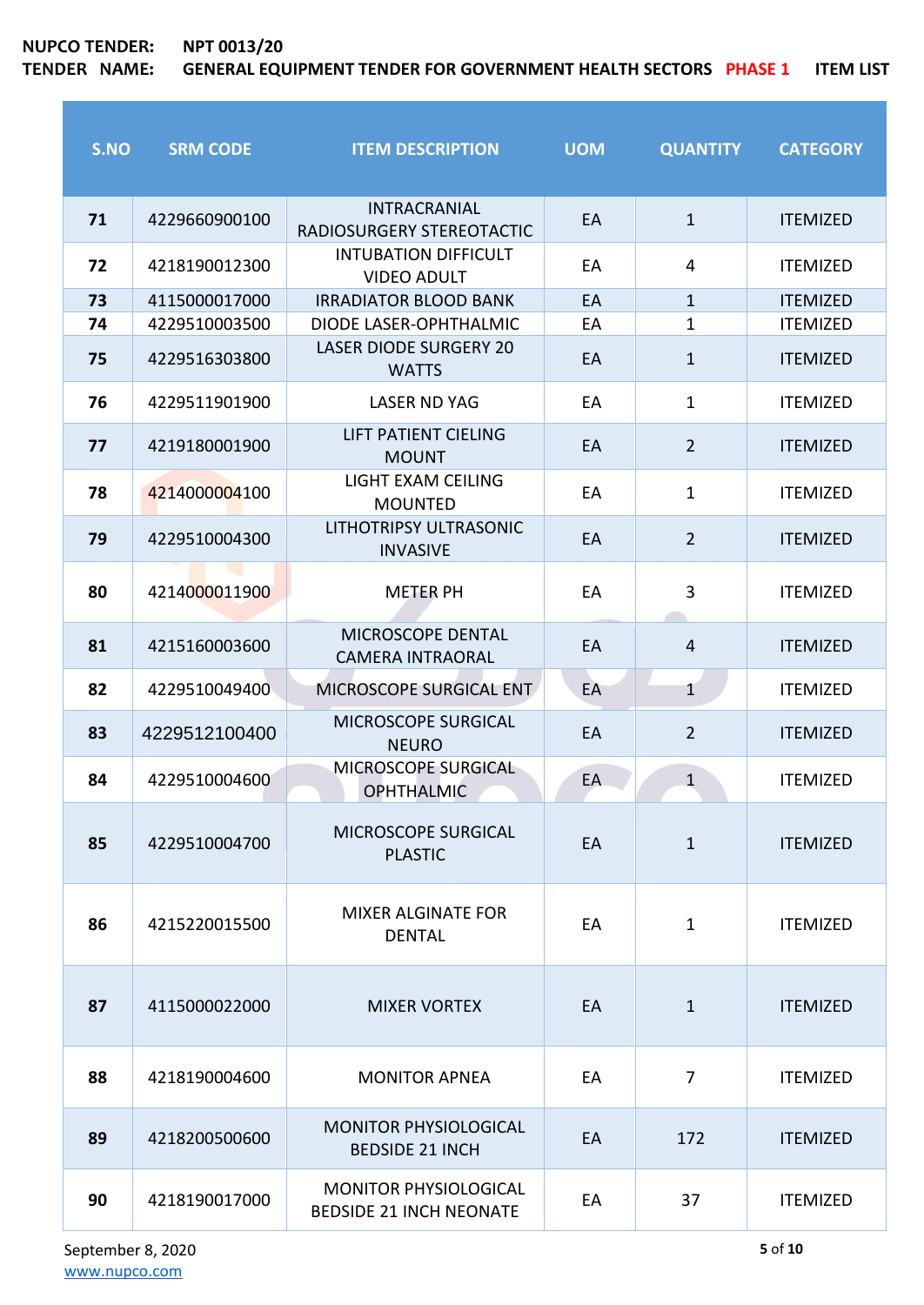**NUPCO TENDER:** NPT 0013/20

**TENDER NAME:** GENERAL EQUIPMENT TENDER FOR GOVERNMENT HEALTH SECTORS PHASE 1 ITEM LIST

| S.NO | SRM CODE | ITEM DESCRIPTION | UOM | QUANTITY | CATEGORY |
|---|---|---|---|---|---|
| 71 | 4229660900100 | INTRACRANIAL RADIOSURGERY STEREOTACTIC | EA | 1 | ITEMIZED |
| 72 | 4218190012300 | INTUBATION DIFFICULT VIDEO ADULT | EA | 4 | ITEMIZED |
| 73 | 4115000017000 | IRRADIATOR BLOOD BANK | EA | 1 | ITEMIZED |
| 74 | 4229510003500 | DIODE LASER-OPHTHALMIC | EA | 1 | ITEMIZED |
| 75 | 4229516303800 | LASER DIODE SURGERY 20 WATTS | EA | 1 | ITEMIZED |
| 76 | 4229511901900 | LASER ND YAG | EA | 1 | ITEMIZED |
| 77 | 4219180001900 | LIFT PATIENT CIELING MOUNT | EA | 2 | ITEMIZED |
| 78 | 4214000004100 | LIGHT EXAM CEILING MOUNTED | EA | 1 | ITEMIZED |
| 79 | 4229510004300 | LITHOTRIPSY ULTRASONIC INVASIVE | EA | 2 | ITEMIZED |
| 80 | 4214000011900 | METER PH | EA | 3 | ITEMIZED |
| 81 | 4215160003600 | MICROSCOPE DENTAL CAMERA INTRAORAL | EA | 4 | ITEMIZED |
| 82 | 4229510049400 | MICROSCOPE SURGICAL ENT | EA | 1 | ITEMIZED |
| 83 | 4229512100400 | MICROSCOPE SURGICAL NEURO | EA | 2 | ITEMIZED |
| 84 | 4229510004600 | MICROSCOPE SURGICAL OPHTHALMIC | EA | 1 | ITEMIZED |
| 85 | 4229510004700 | MICROSCOPE SURGICAL PLASTIC | EA | 1 | ITEMIZED |
| 86 | 4215220015500 | MIXER ALGINATE FOR DENTAL | EA | 1 | ITEMIZED |
| 87 | 4115000022000 | MIXER VORTEX | EA | 1 | ITEMIZED |
| 88 | 4218190004600 | MONITOR APNEA | EA | 7 | ITEMIZED |
| 89 | 4218200500600 | MONITOR PHYSIOLOGICAL BEDSIDE 21 INCH | EA | 172 | ITEMIZED |
| 90 | 4218190017000 | MONITOR PHYSIOLOGICAL BEDSIDE 21 INCH NEONATE | EA | 37 | ITEMIZED |

September 8, 2020
www.nupco.com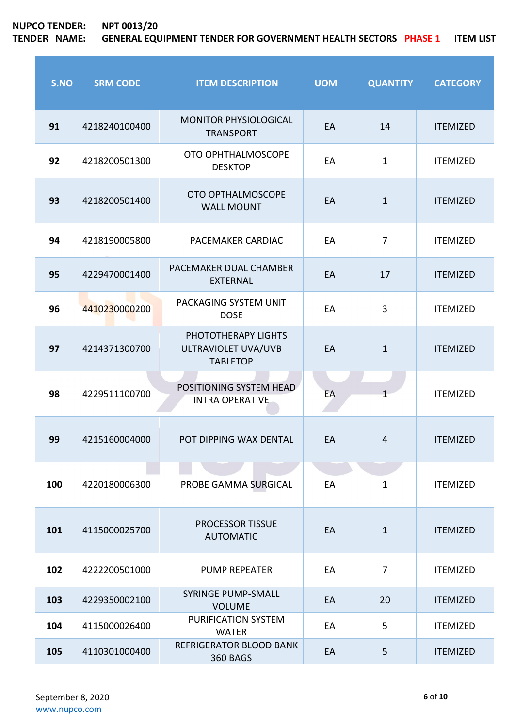**NUPCO TENDER:** NPT 0013/20
**TENDER NAME:** GENERAL EQUIPMENT TENDER FOR GOVERNMENT HEALTH SECTORS PHASE 1 ITEM LIST

| S.NO | SRM CODE | ITEM DESCRIPTION | UOM | QUANTITY | CATEGORY |
|---|---|---|---|---|---|
| 91 | 4218240100400 | MONITOR PHYSIOLOGICAL TRANSPORT | EA | 14 | ITEMIZED |
| 92 | 4218200501300 | OTO OPHTHALMOSCOPE DESKTOP | EA | 1 | ITEMIZED |
| 93 | 4218200501400 | OTO OPTHALMOSCOPE WALL MOUNT | EA | 1 | ITEMIZED |
| 94 | 4218190005800 | PACEMAKER CARDIAC | EA | 7 | ITEMIZED |
| 95 | 4229470001400 | PACEMAKER DUAL CHAMBER EXTERNAL | EA | 17 | ITEMIZED |
| 96 | 4410230000200 | PACKAGING SYSTEM UNIT DOSE | EA | 3 | ITEMIZED |
| 97 | 4214371300700 | PHOTOTHERAPY LIGHTS ULTRAVIOLET UVA/UVB TABLETOP | EA | 1 | ITEMIZED |
| 98 | 4229511100700 | POSITIONING SYSTEM HEAD INTRA OPERATIVE | EA | 1 | ITEMIZED |
| 99 | 4215160004000 | POT DIPPING WAX DENTAL | EA | 4 | ITEMIZED |
| 100 | 4220180006300 | PROBE GAMMA SURGICAL | EA | 1 | ITEMIZED |
| 101 | 4115000025700 | PROCESSOR TISSUE AUTOMATIC | EA | 1 | ITEMIZED |
| 102 | 4222200501000 | PUMP REPEATER | EA | 7 | ITEMIZED |
| 103 | 4229350002100 | SYRINGE PUMP-SMALL VOLUME | EA | 20 | ITEMIZED |
| 104 | 4115000026400 | PURIFICATION SYSTEM WATER | EA | 5 | ITEMIZED |
| 105 | 4110301000400 | REFRIGERATOR BLOOD BANK 360 BAGS | EA | 5 | ITEMIZED |

September 8, 2020
www.nupco.com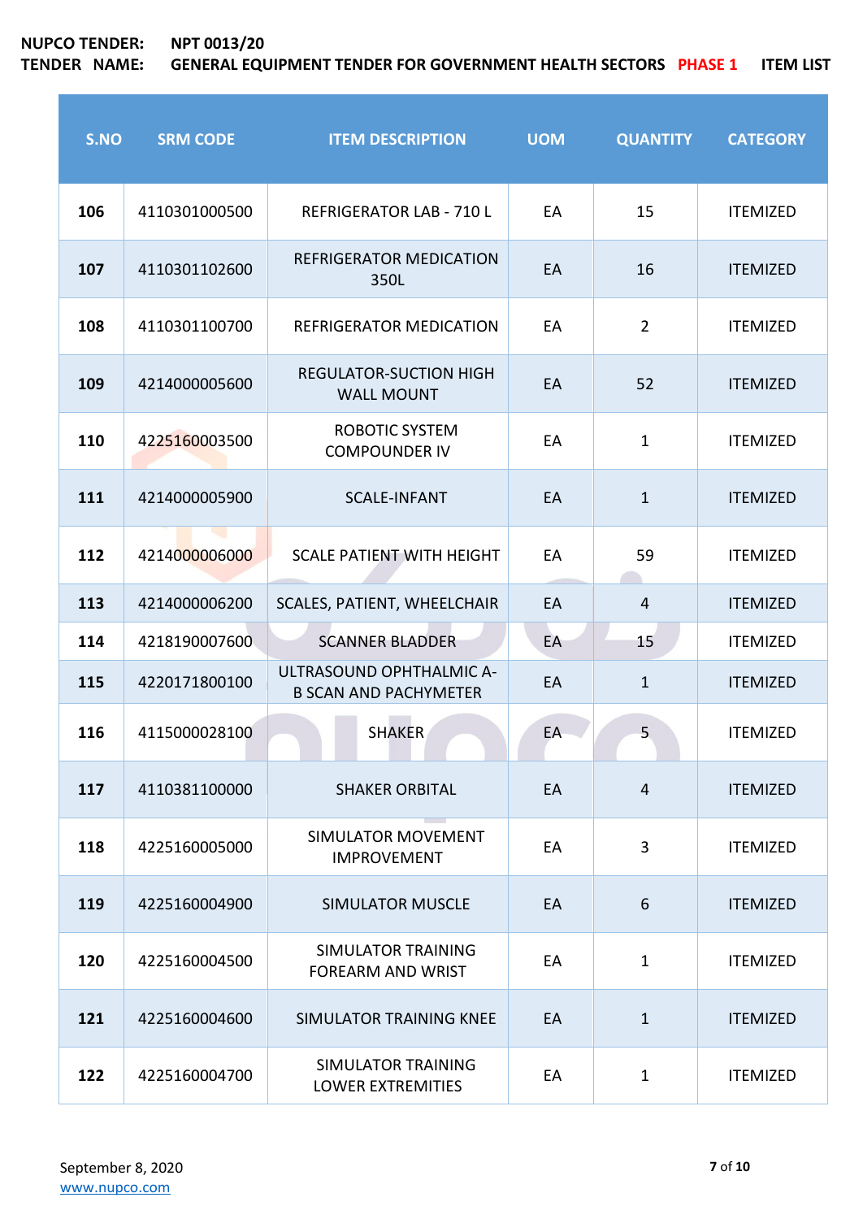NUPCO TENDER: NPT 0013/20
TENDER NAME: GENERAL EQUIPMENT TENDER FOR GOVERNMENT HEALTH SECTORS PHASE 1 ITEM LIST

| S.NO | SRM CODE | ITEM DESCRIPTION | UOM | QUANTITY | CATEGORY |
|---|---|---|---|---|---|
| 106 | 4110301000500 | REFRIGERATOR LAB - 710 L | EA | 15 | ITEMIZED |
| 107 | 4110301102600 | REFRIGERATOR MEDICATION 350L | EA | 16 | ITEMIZED |
| 108 | 4110301100700 | REFRIGERATOR MEDICATION | EA | 2 | ITEMIZED |
| 109 | 4214000005600 | REGULATOR-SUCTION HIGH WALL MOUNT | EA | 52 | ITEMIZED |
| 110 | 4225160003500 | ROBOTIC SYSTEM COMPOUNDER IV | EA | 1 | ITEMIZED |
| 111 | 4214000005900 | SCALE-INFANT | EA | 1 | ITEMIZED |
| 112 | 4214000006000 | SCALE PATIENT WITH HEIGHT | EA | 59 | ITEMIZED |
| 113 | 4214000006200 | SCALES, PATIENT, WHEELCHAIR | EA | 4 | ITEMIZED |
| 114 | 4218190007600 | SCANNER BLADDER | EA | 15 | ITEMIZED |
| 115 | 4220171800100 | ULTRASOUND OPHTHALMIC A-B SCAN AND PACHYMETER | EA | 1 | ITEMIZED |
| 116 | 4115000028100 | SHAKER | EA | 5 | ITEMIZED |
| 117 | 4110381100000 | SHAKER ORBITAL | EA | 4 | ITEMIZED |
| 118 | 4225160005000 | SIMULATOR MOVEMENT IMPROVEMENT | EA | 3 | ITEMIZED |
| 119 | 4225160004900 | SIMULATOR MUSCLE | EA | 6 | ITEMIZED |
| 120 | 4225160004500 | SIMULATOR TRAINING FOREARM AND WRIST | EA | 1 | ITEMIZED |
| 121 | 4225160004600 | SIMULATOR TRAINING KNEE | EA | 1 | ITEMIZED |
| 122 | 4225160004700 | SIMULATOR TRAINING LOWER EXTREMITIES | EA | 1 | ITEMIZED |

September 8, 2020
www.nupco.com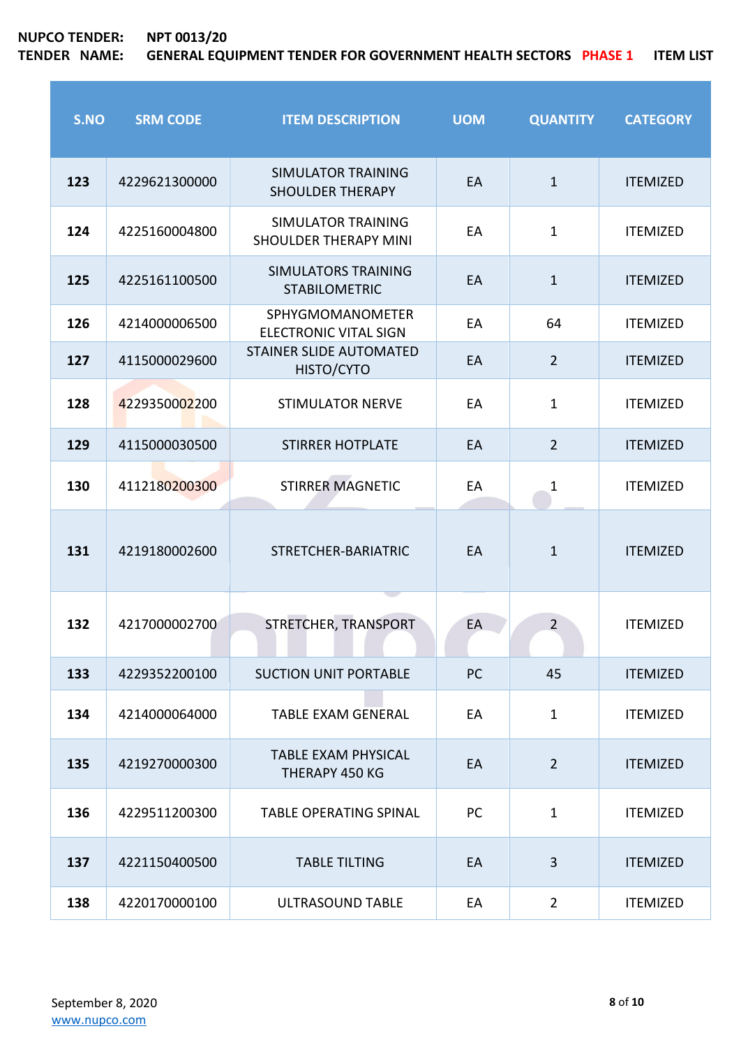**NUPCO TENDER:** **NPT 0013/20**

**TENDER NAME:** **GENERAL EQUIPMENT TENDER FOR GOVERNMENT HEALTH SECTORS** **PHASE 1** **ITEM LIST**

| S.NO | SRM CODE | ITEM DESCRIPTION | UOM | QUANTITY | CATEGORY |
|---|---|---|---|---|---|
| **123** | 4229621300000 | SIMULATOR TRAINING SHOULDER THERAPY | EA | 1 | ITEMIZED |
| **124** | 4225160004800 | SIMULATOR TRAINING SHOULDER THERAPY MINI | EA | 1 | ITEMIZED |
| **125** | 4225161100500 | SIMULATORS TRAINING STABILOMETRIC | EA | 1 | ITEMIZED |
| **126** | 4214000006500 | SPHYGMOMANOMETER ELECTRONIC VITAL SIGN | EA | 64 | ITEMIZED |
| **127** | 4115000029600 | STAINER SLIDE AUTOMATED HISTO/CYTO | EA | 2 | ITEMIZED |
| **128** | 4229350002200 | STIMULATOR NERVE | EA | 1 | ITEMIZED |
| **129** | 4115000030500 | STIRRER HOTPLATE | EA | 2 | ITEMIZED |
| **130** | 4112180200300 | STIRRER MAGNETIC | EA | 1 | ITEMIZED |
| **131** | 4219180002600 | STRETCHER-BARIATRIC | EA | 1 | ITEMIZED |
| **132** | 4217000002700 | STRETCHER, TRANSPORT | EA | 2 | ITEMIZED |
| **133** | 4229352200100 | SUCTION UNIT PORTABLE | PC | 45 | ITEMIZED |
| **134** | 4214000064000 | TABLE EXAM GENERAL | EA | 1 | ITEMIZED |
| **135** | 4219270000300 | TABLE EXAM PHYSICAL THERAPY 450 KG | EA | 2 | ITEMIZED |
| **136** | 4229511200300 | TABLE OPERATING SPINAL | PC | 1 | ITEMIZED |
| **137** | 4221150400500 | TABLE TILTING | EA | 3 | ITEMIZED |
| **138** | 4220170000100 | ULTRASOUND TABLE | EA | 2 | ITEMIZED |

September 8, 2020

www.nupco.com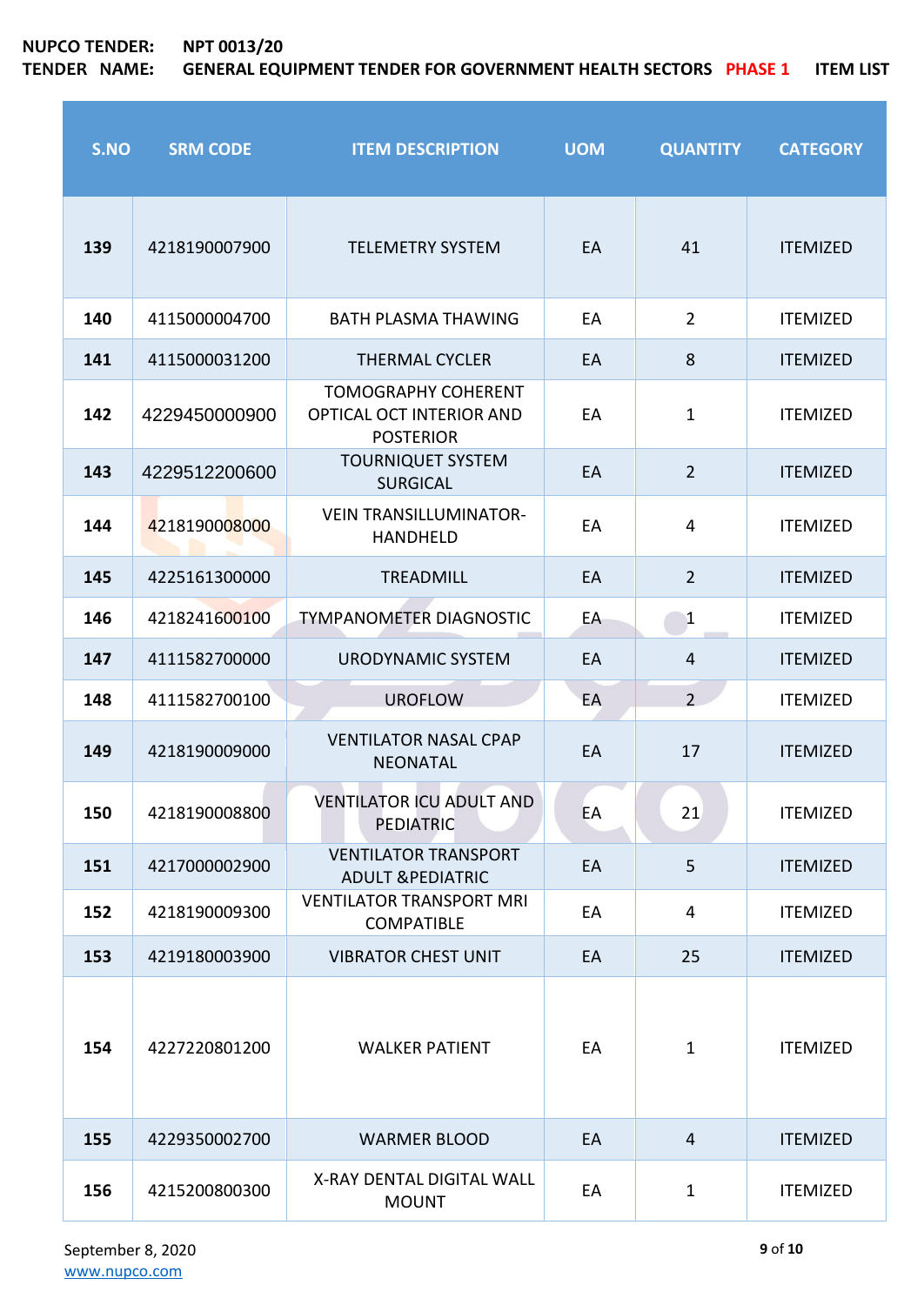**NUPCO TENDER:** NPT 0013/20

**TENDER NAME:** GENERAL EQUIPMENT TENDER FOR GOVERNMENT HEALTH SECTORS PHASE 1 ITEM LIST

| S.NO | SRM CODE | ITEM DESCRIPTION | UOM | QUANTITY | CATEGORY |
|---|---|---|---|---|---|
| 139 | 4218190007900 | TELEMETRY SYSTEM | EA | 41 | ITEMIZED |
| 140 | 4115000004700 | BATH PLASMA THAWING | EA | 2 | ITEMIZED |
| 141 | 4115000031200 | THERMAL CYCLER | EA | 8 | ITEMIZED |
| 142 | 4229450000900 | TOMOGRAPHY COHERENT OPTICAL OCT INTERIOR AND POSTERIOR | EA | 1 | ITEMIZED |
| 143 | 4229512200600 | TOURNIQUET SYSTEM SURGICAL | EA | 2 | ITEMIZED |
| 144 | 4218190008000 | VEIN TRANSILLUMINATOR-HANDHELD | EA | 4 | ITEMIZED |
| 145 | 4225161300000 | TREADMILL | EA | 2 | ITEMIZED |
| 146 | 4218241600100 | TYMPANOMETER DIAGNOSTIC | EA | 1 | ITEMIZED |
| 147 | 4111582700000 | URODYNAMIC SYSTEM | EA | 4 | ITEMIZED |
| 148 | 4111582700100 | UROFLOW | EA | 2 | ITEMIZED |
| 149 | 4218190009000 | VENTILATOR NASAL CPAP NEONATAL | EA | 17 | ITEMIZED |
| 150 | 4218190008800 | VENTILATOR ICU ADULT AND PEDIATRIC | EA | 21 | ITEMIZED |
| 151 | 4217000002900 | VENTILATOR TRANSPORT ADULT &PEDIATRIC | EA | 5 | ITEMIZED |
| 152 | 4218190009300 | VENTILATOR TRANSPORT MRI COMPATIBLE | EA | 4 | ITEMIZED |
| 153 | 4219180003900 | VIBRATOR CHEST UNIT | EA | 25 | ITEMIZED |
| 154 | 4227220801200 | WALKER PATIENT | EA | 1 | ITEMIZED |
| 155 | 4229350002700 | WARMER BLOOD | EA | 4 | ITEMIZED |
| 156 | 4215200800300 | X-RAY DENTAL DIGITAL WALL MOUNT | EA | 1 | ITEMIZED |

September 8, 2020

www.nupco.com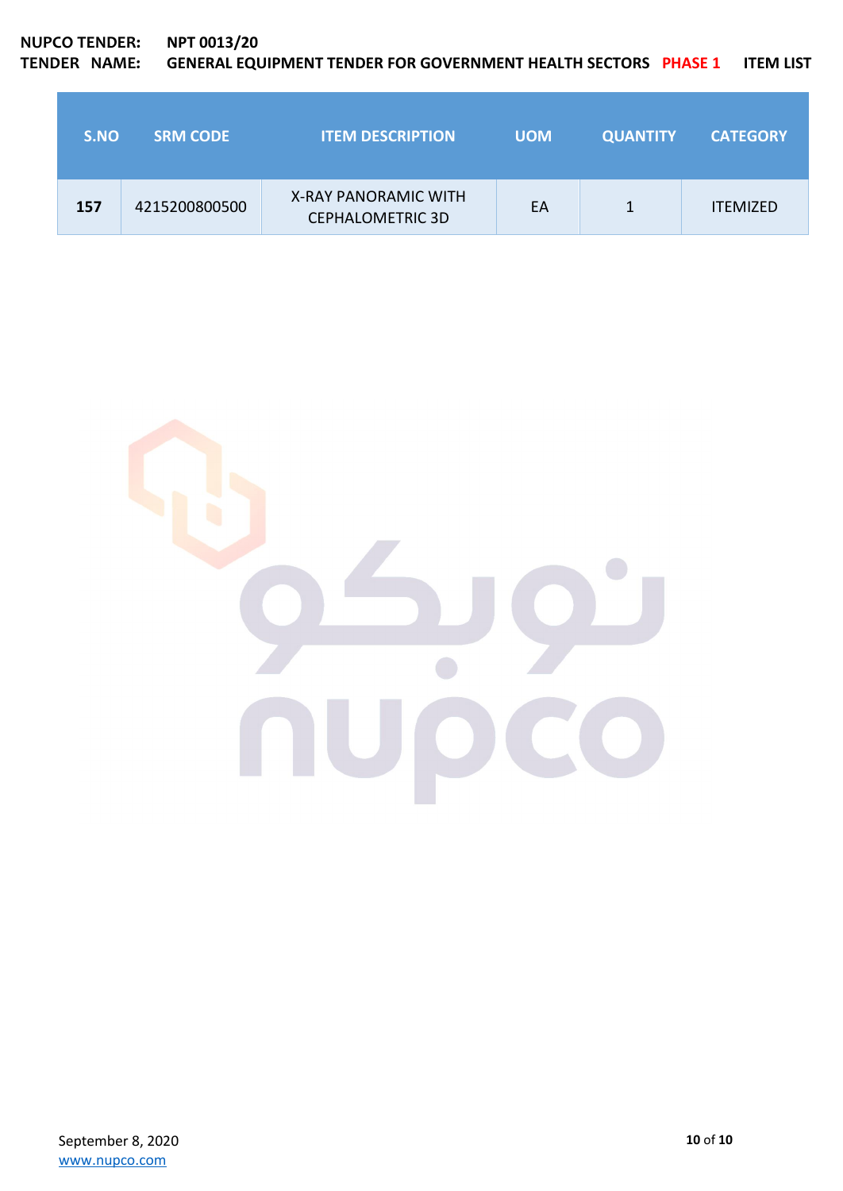| S.NO | SRM CODE | ITEM DESCRIPTION | UOM | QUANTITY | CATEGORY |
|---|---|---|---|---|---|
| **157** | 4215200800500 | X-RAY PANORAMIC WITH CEPHALOMETRIC 3D | EA | 1 | ITEMIZED |